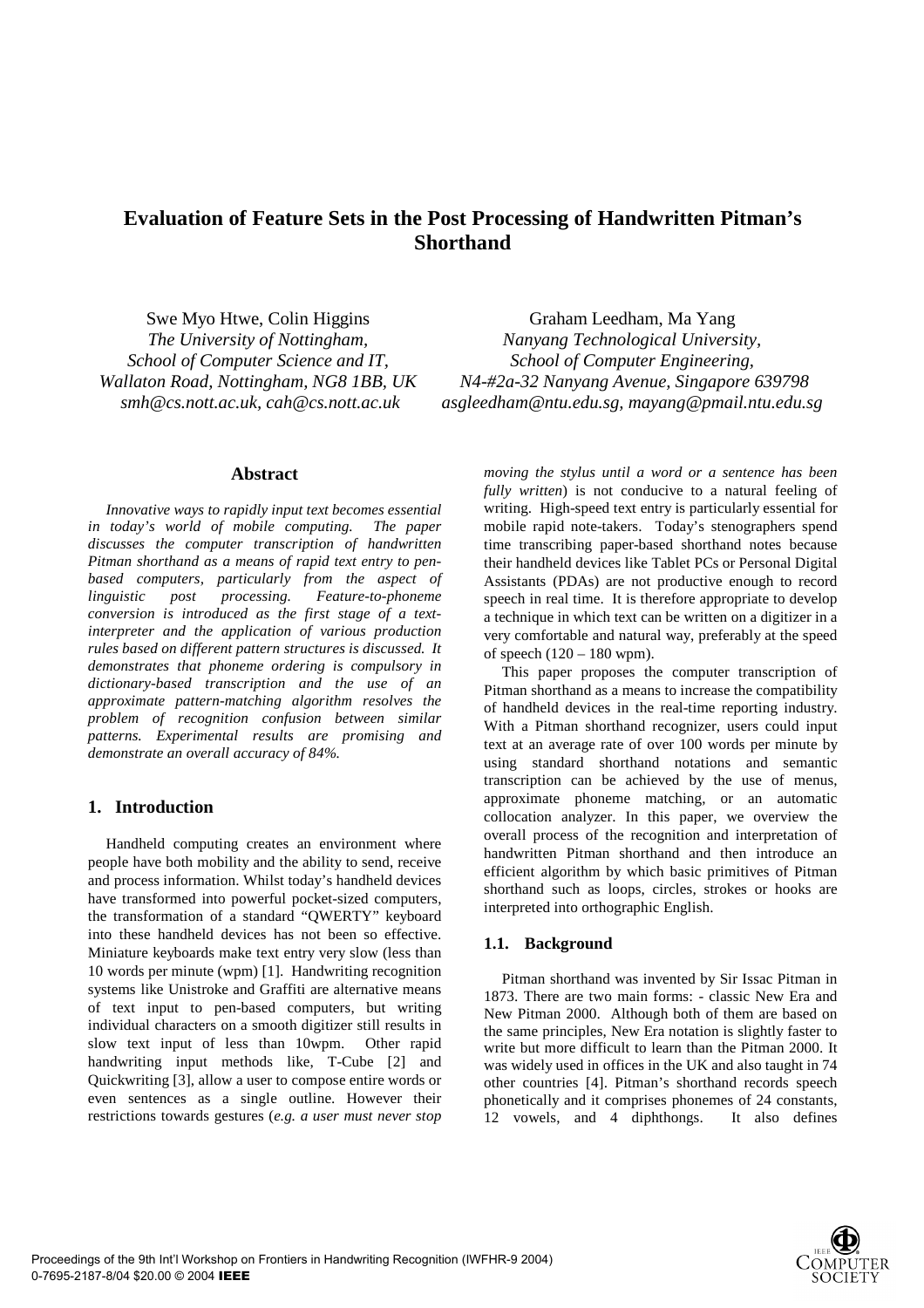# Evaluation of Feature Sets in the Post Processing of Handwritten Pitman's Shorthand

Swe Myo Htwe, Colin Higgins
*The University of Nottingham,*
*School of Computer Science and IT,*
*Wallaton Road, Nottingham, NG8 1BB, UK*
*smh@cs.nott.ac.uk, cah@cs.nott.ac.uk*

Graham Leedham, Ma Yang
*Nanyang Technological University,*
*School of Computer Engineering,*
*N4-#2a-32 Nanyang Avenue, Singapore 639798*
*asgleedham@ntu.edu.sg, mayang@pmail.ntu.edu.sg*

## Abstract

*Innovative ways to rapidly input text becomes essential in today's world of mobile computing. The paper discusses the computer transcription of handwritten Pitman shorthand as a means of rapid text entry to pen-based computers, particularly from the aspect of linguistic post processing. Feature-to-phoneme conversion is introduced as the first stage of a text-interpreter and the application of various production rules based on different pattern structures is discussed. It demonstrates that phoneme ordering is compulsory in dictionary-based transcription and the use of an approximate pattern-matching algorithm resolves the problem of recognition confusion between similar patterns. Experimental results are promising and demonstrate an overall accuracy of 84%.*

## 1. Introduction

Handheld computing creates an environment where people have both mobility and the ability to send, receive and process information. Whilst today's handheld devices have transformed into powerful pocket-sized computers, the transformation of a standard "QWERTY" keyboard into these handheld devices has not been so effective. Miniature keyboards make text entry very slow (less than 10 words per minute (wpm) [1]. Handwriting recognition systems like Unistroke and Graffiti are alternative means of text input to pen-based computers, but writing individual characters on a smooth digitizer still results in slow text input of less than 10wpm. Other rapid handwriting input methods like, T-Cube [2] and Quickwriting [3], allow a user to compose entire words or even sentences as a single outline. However their restrictions towards gestures (*e.g. a user must never stop moving the stylus until a word or a sentence has been fully written*) is not conducive to a natural feeling of writing. High-speed text entry is particularly essential for mobile rapid note-takers. Today's stenographers spend time transcribing paper-based shorthand notes because their handheld devices like Tablet PCs or Personal Digital Assistants (PDAs) are not productive enough to record speech in real time. It is therefore appropriate to develop a technique in which text can be written on a digitizer in a very comfortable and natural way, preferably at the speed of speech (120 – 180 wpm).

This paper proposes the computer transcription of Pitman shorthand as a means to increase the compatibility of handheld devices in the real-time reporting industry. With a Pitman shorthand recognizer, users could input text at an average rate of over 100 words per minute by using standard shorthand notations and semantic transcription can be achieved by the use of menus, approximate phoneme matching, or an automatic collocation analyzer. In this paper, we overview the overall process of the recognition and interpretation of handwritten Pitman shorthand and then introduce an efficient algorithm by which basic primitives of Pitman shorthand such as loops, circles, strokes or hooks are interpreted into orthographic English.

### 1.1. Background

Pitman shorthand was invented by Sir Issac Pitman in 1873. There are two main forms: - classic New Era and New Pitman 2000. Although both of them are based on the same principles, New Era notation is slightly faster to write but more difficult to learn than the Pitman 2000. It was widely used in offices in the UK and also taught in 74 other countries [4]. Pitman's shorthand records speech phonetically and it comprises phonemes of 24 constants, 12 vowels, and 4 diphthongs. It also defines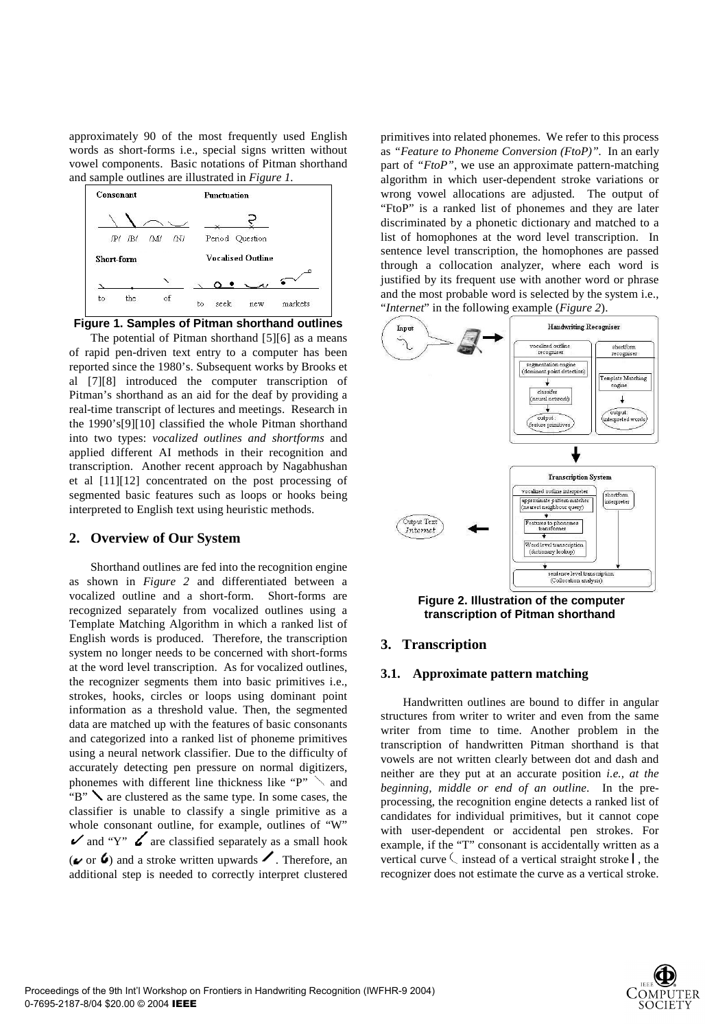approximately 90 of the most frequently used English words as short-forms i.e., special signs written without vowel components. Basic notations of Pitman shorthand and sample outlines are illustrated in *Figure 1*.

Consonant

/P/ /B/ /M/ /N/

Punctuation

Period Question

Short-form

to the of

Vocalised Outline

to seek new markets

**Figure 1. Samples of Pitman shorthand outlines**

The potential of Pitman shorthand [5][6] as a means of rapid pen-driven text entry to a computer has been reported since the 1980's. Subsequent works by Brooks et al [7][8] introduced the computer transcription of Pitman's shorthand as an aid for the deaf by providing a real-time transcript of lectures and meetings. Research in the 1990's[9][10] classified the whole Pitman shorthand into two types: *vocalized outlines and shortforms* and applied different AI methods in their recognition and transcription. Another recent approach by Nagabhushan et al [11][12] concentrated on the post processing of segmented basic features such as loops or hooks being interpreted to English text using heuristic methods.

## 2. Overview of Our System

Shorthand outlines are fed into the recognition engine as shown in *Figure 2* and differentiated between a vocalized outline and a short-form. Short-forms are recognized separately from vocalized outlines using a Template Matching Algorithm in which a ranked list of English words is produced. Therefore, the transcription system no longer needs to be concerned with short-forms at the word level transcription. As for vocalized outlines, the recognizer segments them into basic primitives i.e., strokes, hooks, circles or loops using dominant point information as a threshold value. Then, the segmented data are matched up with the features of basic consonants and categorized into a ranked list of phoneme primitives using a neural network classifier. Due to the difficulty of accurately detecting pen pressure on normal digitizers, phonemes with different line thickness like "P" and "B" are clustered as the same type. In some cases, the classifier is unable to classify a single primitive as a whole consonant outline, for example, outlines of "W" and "Y" are classified separately as a small hook ( or ) and a stroke written upwards. Therefore, an additional step is needed to correctly interpret clustered primitives into related phonemes. We refer to this process as *"Feature to Phoneme Conversion (FtoP)"*. In an early part of *"FtoP"*, we use an approximate pattern-matching algorithm in which user-dependent stroke variations or wrong vowel allocations are adjusted. The output of "FtoP" is a ranked list of phonemes and they are later discriminated by a phonetic dictionary and matched to a list of homophones at the word level transcription. In sentence level transcription, the homophones are passed through a collocation analyzer, where each word is justified by its frequent use with another word or phrase and the most probable word is selected by the system i.e., "*Internet*" in the following example (*Figure 2*).

Input

Handwriting Recogniser

vocalized outline recogniser

segmentation engine (dominant point detection)

classifer (neural network)

output : feature primitives

shortform recogniser

Template Matching engine

output: interpreted words

Transcription System

vocalized outline interpreter

approximate pattern matcher (nearest neighbour query)

Features to phonemes transformer

Word level transcription (dictionary lookup)

shortform interpreter

sentence level transcription (Collocation analysis)

Output Text *Internet*

**Figure 2. Illustration of the computer transcription of Pitman shorthand**

## 3. Transcription

### 3.1. Approximate pattern matching

Handwritten outlines are bound to differ in angular structures from writer to writer and even from the same writer from time to time. Another problem in the transcription of handwritten Pitman shorthand is that vowels are not written clearly between dot and dash and neither are they put at an accurate position *i.e., at the beginning, middle or end of an outline*. In the pre-processing, the recognition engine detects a ranked list of candidates for individual primitives, but it cannot cope with user-dependent or accidental pen strokes. For example, if the "T" consonant is accidentally written as a vertical curve instead of a vertical straight stroke, the recognizer does not estimate the curve as a vertical stroke.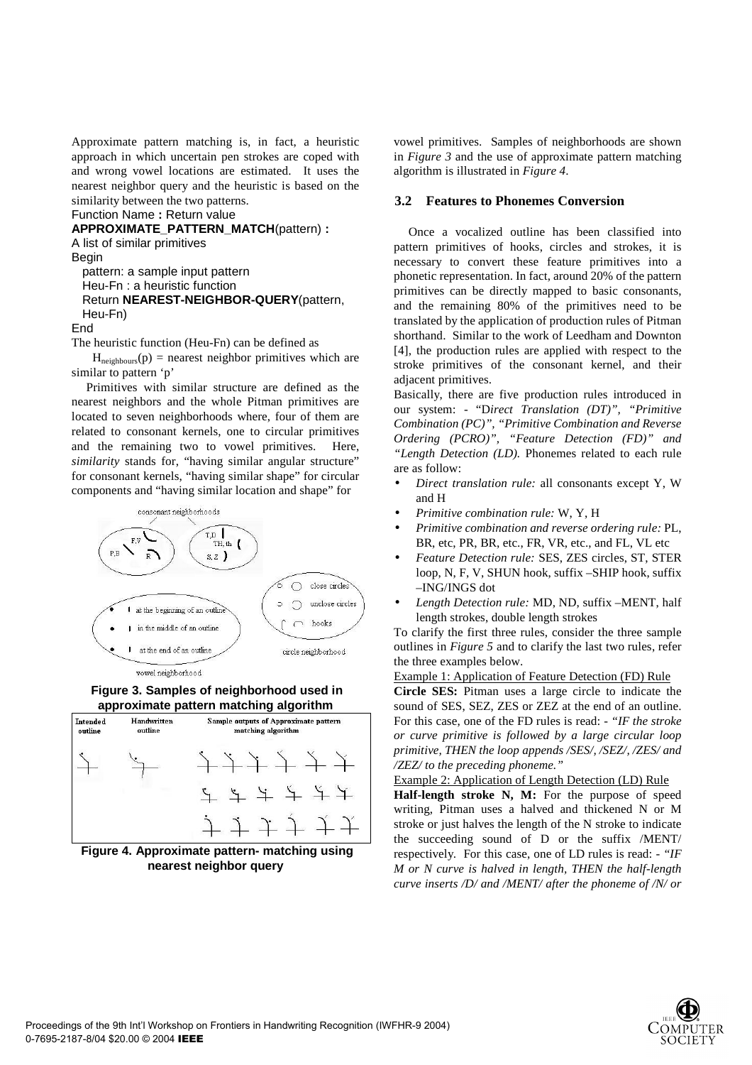Approximate pattern matching is, in fact, a heuristic approach in which uncertain pen strokes are coped with and wrong vowel locations are estimated. It uses the nearest neighbor query and the heuristic is based on the similarity between the two patterns.

```
Function Name : Return value
APPROXIMATE_PATTERN_MATCH(pattern) :
A list of similar primitives
Begin
   pattern: a sample input pattern
   Heu-Fn : a heuristic function
   Return NEAREST-NEIGHBOR-QUERY(pattern,
   Heu-Fn)
End
```

The heuristic function (Heu-Fn) can be defined as

$H_{neighbours}(p)$ = nearest neighbor primitives which are similar to pattern 'p'

Primitives with similar structure are defined as the nearest neighbors and the whole Pitman primitives are located to seven neighborhoods where, four of them are related to consonant kernels, one to circular primitives and the remaining two to vowel primitives. Here, *similarity* stands for, "having similar angular structure" for consonant kernels, "having similar shape" for circular components and "having similar location and shape" for vowel primitives. Samples of neighborhoods are shown in *Figure 3* and the use of approximate pattern matching algorithm is illustrated in *Figure 4*.

**Figure 3. Samples of neighborhood used in approximate pattern matching algorithm**

**Figure 4. Approximate pattern- matching using nearest neighbor query**

### 3.2 Features to Phonemes Conversion

Once a vocalized outline has been classified into pattern primitives of hooks, circles and strokes, it is necessary to convert these feature primitives into a phonetic representation. In fact, around 20% of the pattern primitives can be directly mapped to basic consonants, and the remaining 80% of the primitives need to be translated by the application of production rules of Pitman shorthand. Similar to the work of Leedham and Downton [4], the production rules are applied with respect to the stroke primitives of the consonant kernel, and their adjacent primitives.

Basically, there are five production rules introduced in our system: - "D*irect Translation (DT)", "Primitive Combination (PC)", "Primitive Combination and Reverse Ordering (PCRO)", "Feature Detection (FD)" and "Length Detection (LD).* Phonemes related to each rule are as follow:

- *Direct translation rule:* all consonants except Y, W and H
- *Primitive combination rule:* W, Y, H
- *Primitive combination and reverse ordering rule:* PL, BR, etc, PR, BR, etc., FR, VR, etc., and FL, VL etc
- *Feature Detection rule:* SES, ZES circles, ST, STER loop, N, F, V, SHUN hook, suffix –SHIP hook, suffix –ING/INGS dot
- *Length Detection rule:* MD, ND, suffix –MENT, half length strokes, double length strokes

To clarify the first three rules, consider the three sample outlines in *Figure 5* and to clarify the last two rules, refer the three examples below.

Example 1: Application of Feature Detection (FD) Rule

**Circle SES:** Pitman uses a large circle to indicate the sound of SES, SEZ, ZES or ZEZ at the end of an outline. For this case, one of the FD rules is read: - *"IF the stroke or curve primitive is followed by a large circular loop primitive, THEN the loop appends /SES/, /SEZ/, /ZES/ and /ZEZ/ to the preceding phoneme."*

Example 2: Application of Length Detection (LD) Rule

**Half-length stroke N, M:** For the purpose of speed writing, Pitman uses a halved and thickened N or M stroke or just halves the length of the N stroke to indicate the succeeding sound of D or the suffix /MENT/ respectively. For this case, one of LD rules is read: - *"IF M or N curve is halved in length, THEN the half-length curve inserts /D/ and /MENT/ after the phoneme of /N/ or*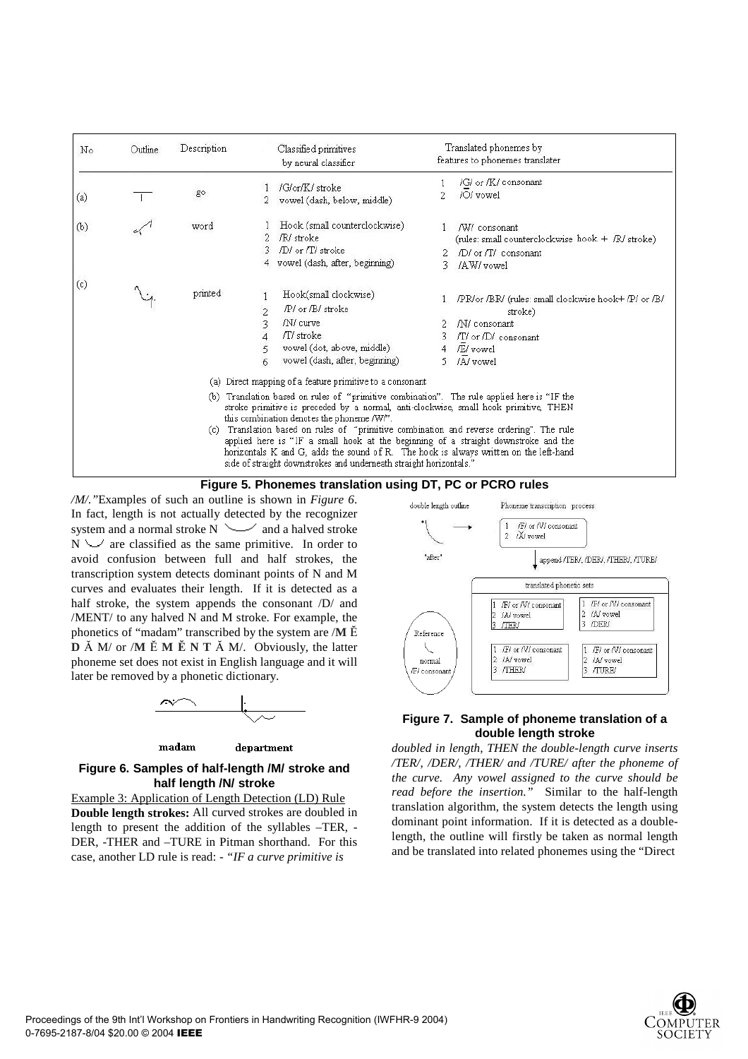| No | Outline | Description | Classified primitives by neural classifier | Translated phonemes by features to phonemes translater |
|---|---|---|---|---|
| (a) | | go | 1 /G/or/K/ stroke<br>2 vowel (dash, below, middle) | 1 /G/ or /K/ consonant<br>2 /Ō/ vowel |
| (b) | | word | 1 Hook (small counterclockwise)<br>2 /R/ stroke<br>3 /D/ or /T/ stroke<br>4 vowel (dash, after, beginning) | 1 /W/ consonant (rules: small counterclockwise hook + /R/ stroke)<br>2 /D/ or /T/ consonant<br>3 /AW/ vowel |
| (c) | | printed | 1 Hook(small clockwise)<br>2 /P/ or /B/ stroke<br>3 /N/ curve<br>4 /T/ stroke<br>5 vowel (dot, above, middle)<br>6 vowel (dash, after, beginning) | 1 /PR/or /BR/ (rules: small clockwise hook+ /P/ or /B/ stroke)<br>2 /N/ consonant<br>3 /T/ or /D/ consonant<br>4 /Ĕ/ vowel<br>5 /A/ vowel |

(a) Direct mapping of a feature primitive to a consonant

(b) Translation based on rules of "primitive combination". The rule applied here is "IF the stroke primitive is preceded by a normal, anti-clockwise, small hook primitive, THEN this combination denotes the phoneme /W/".

(c) Translation based on rules of "primitive combination and reverse ordering". The rule applied here is "IF a small hook at the beginning of a straight downstroke and the horizontals K and G, adds the sound of R. The hook is always written on the left-hand side of straight downstrokes and underneath straight horizontals."

**Figure 5. Phonemes translation using DT, PC or PCRO rules**

*/M/."*Examples of such an outline is shown in *Figure 6*. In fact, length is not actually detected by the recognizer system and a normal stroke N and a halved stroke N are classified as the same primitive. In order to avoid confusion between full and half strokes, the transcription system detects dominant points of N and M curves and evaluates their length. If it is detected as a half stroke, the system appends the consonant /D/ and /MENT/ to any halved N and M stroke. For example, the phonetics of "madam" transcribed by the system are /**M** Ĕ **D** Ă M/ or /**M** Ĕ **M** Ĕ **N T** Ă M/. Obviously, the latter phoneme set does not exist in English language and it will later be removed by a phonetic dictionary.

madam department

**Figure 6. Samples of half-length /M/ stroke and half length /N/ stroke**

Example 3: Application of Length Detection (LD) Rule

**Double length strokes:** All curved strokes are doubled in length to present the addition of the syllables –TER, -DER, -THER and –TURE in Pitman shorthand. For this case, another LD rule is read: - *"IF a curve primitive is doubled in length, THEN the double-length curve inserts /TER/, /DER/, /THER/ and /TURE/ after the phoneme of the curve. Any vowel assigned to the curve should be read before the insertion."* Similar to the half-length translation algorithm, the system detects the length using dominant point information. If it is detected as a double-length, the outline will firstly be taken as normal length and be translated into related phonemes using the "Direct

double length outline — Phoneme transcription process: 1 /F/ or /V/ consonant; 2 /Ă/ vowel — "after" — append /TER/, /DER/, /THER/, /TURE/ — translated phonetic sets: [1 /F/ or /V/ consonant, 2 /A/ vowel, 3 /TER/]; [1 /F/ or /V/ consonant, 2 /A/ vowel, 3 /DER/]; [1 /F/ or /V/ consonant, 2 /A/ vowel, 3 /THER/]; [1 /F/ or /V/ consonant, 2 /A/ vowel, 3 /TURE/] — Reference: normal /F/ consonant

**Figure 7. Sample of phoneme translation of a double length stroke**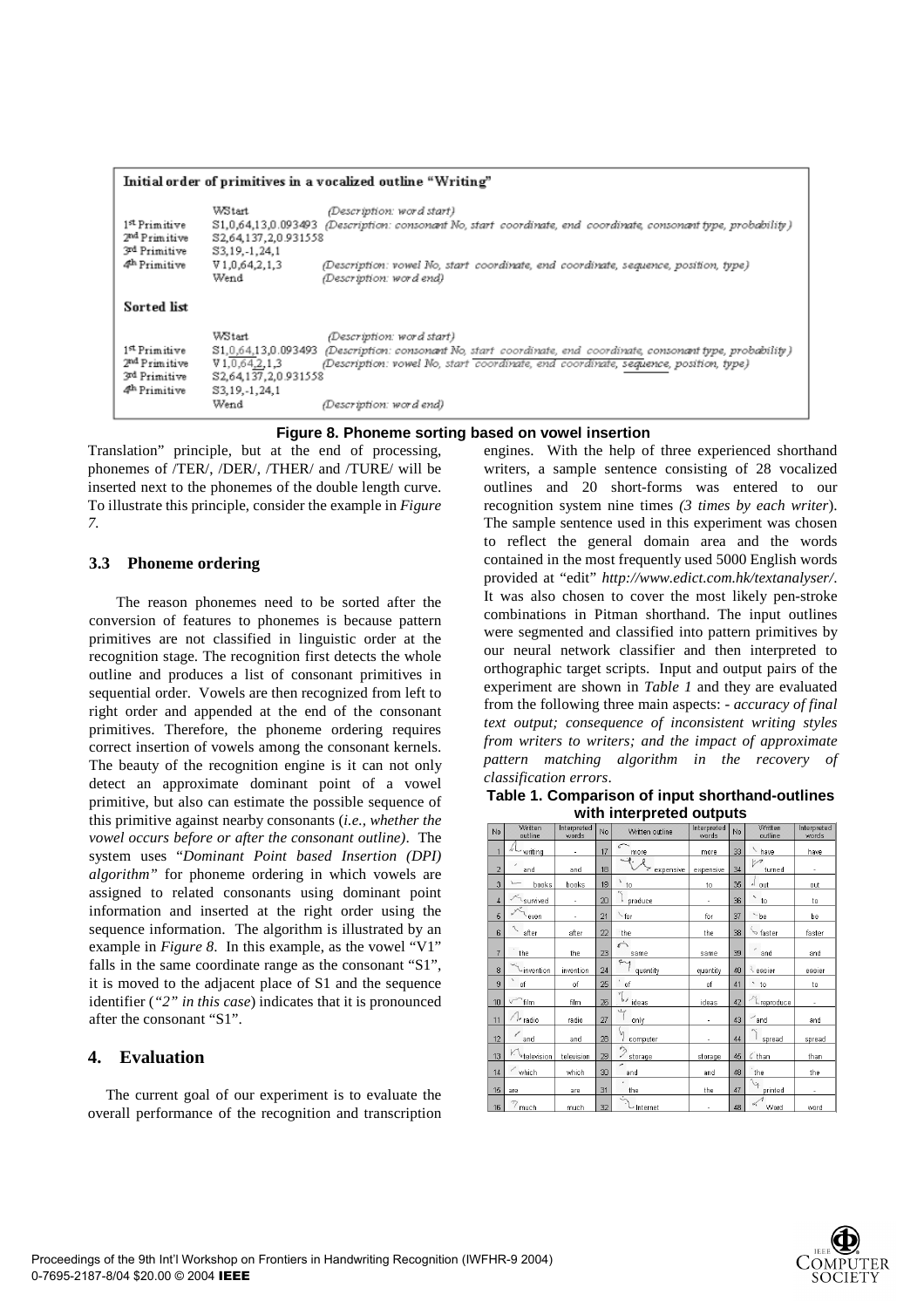**Initial order of primitives in a vocalized outline "Writing"**

| | | |
|---|---|---|
| | WStart | (Description: word start) |
| 1st Primitive | S1,0,64,13,0.093493 | (Description: consonant No, start coordinate, end coordinate, consonant type, probability) |
| 2nd Primitive | S2,64,137,2,0.931558 | |
| 3rd Primitive | S3,19,-1,24,1 | |
| 4th Primitive | V1,0,64,2,1,3 | (Description: vowel No, start coordinate, end coordinate, sequence, position, type) |
| | Wend | (Description: word end) |

**Sorted list**

| | | |
|---|---|---|
| | WStart | (Description: word start) |
| 1st Primitive | S1,0,64,13,0.093493 | (Description: consonant No, start coordinate, end coordinate, consonant type, probability) |
| 2nd Primitive | V1,0,64,2,1,3 | (Description: vowel No, start coordinate, end coordinate, sequence, position, type) |
| 3rd Primitive | S2,64,137,2,0.931558 | |
| 4th Primitive | S3,19,-1,24,1 | |
| | Wend | (Description: word end) |

**Figure 8. Phoneme sorting based on vowel insertion**

Translation" principle, but at the end of processing, phonemes of /TER/, /DER/, /THER/ and /TURE/ will be inserted next to the phonemes of the double length curve. To illustrate this principle, consider the example in *Figure 7*.

### 3.3 Phoneme ordering

The reason phonemes need to be sorted after the conversion of features to phonemes is because pattern primitives are not classified in linguistic order at the recognition stage. The recognition first detects the whole outline and produces a list of consonant primitives in sequential order. Vowels are then recognized from left to right order and appended at the end of the consonant primitives. Therefore, the phoneme ordering requires correct insertion of vowels among the consonant kernels. The beauty of the recognition engine is it can not only detect an approximate dominant point of a vowel primitive, but also can estimate the possible sequence of this primitive against nearby consonants (*i.e., whether the vowel occurs before or after the consonant outline)*. The system uses "*Dominant Point based Insertion (DPI) algorithm"* for phoneme ordering in which vowels are assigned to related consonants using dominant point information and inserted at the right order using the sequence information. The algorithm is illustrated by an example in *Figure 8*. In this example, as the vowel "V1" falls in the same coordinate range as the consonant "S1", it is moved to the adjacent place of S1 and the sequence identifier (*"2" in this case*) indicates that it is pronounced after the consonant "S1".

## 4. Evaluation

The current goal of our experiment is to evaluate the overall performance of the recognition and transcription engines. With the help of three experienced shorthand writers, a sample sentence consisting of 28 vocalized outlines and 20 short-forms was entered to our recognition system nine times *(3 times by each writer*). The sample sentence used in this experiment was chosen to reflect the general domain area and the words contained in the most frequently used 5000 English words provided at "edit" *http://www.edict.com.hk/textanalyser/*. It was also chosen to cover the most likely pen-stroke combinations in Pitman shorthand. The input outlines were segmented and classified into pattern primitives by our neural network classifier and then interpreted to orthographic target scripts. Input and output pairs of the experiment are shown in *Table 1* and they are evaluated from the following three main aspects: - *accuracy of final text output; consequence of inconsistent writing styles from writers to writers; and the impact of approximate pattern matching algorithm in the recovery of classification errors*.

**Table 1. Comparison of input shorthand-outlines with interpreted outputs**

| No | Written outline | Interpreted words | No | Written outline | Interpreted words | No | Written outline | Interpreted words |
|---|---|---|---|---|---|---|---|---|
| 1 | writing | - | 17 | more | more | 33 | have | have |
| 2 | and | and | 18 | expensive | expensive | 34 | turned | - |
| 3 | books | books | 19 | to | to | 35 | out | out |
| 4 | survived | - | 20 | produce | - | 36 | to | to |
| 5 | even | - | 21 | for | for | 37 | be | be |
| 6 | after | after | 22 | the | the | 38 | faster | faster |
| 7 | the | the | 23 | same | same | 39 | and | and |
| 8 | invention | invention | 24 | quantity | quantity | 40 | easier | easier |
| 9 | of | of | 25 | of | of | 41 | to | to |
| 10 | film | film | 26 | ideas | ideas | 42 | reproduce | - |
| 11 | radio | radio | 27 | only | - | 43 | and | and |
| 12 | and | and | 28 | computer | - | 44 | spread | spread |
| 13 | television | television | 29 | storage | storage | 45 | than | than |
| 14 | which | which | 30 | and | and | 46 | the | the |
| 15 | are | are | 31 | the | the | 47 | printed | - |
| 16 | much | much | 32 | Internet | - | 48 | Word | word |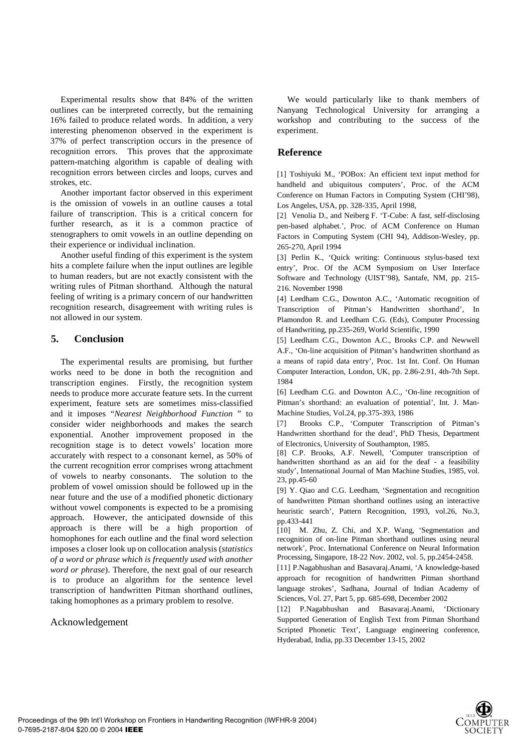Experimental results show that 84% of the written outlines can be interpreted correctly, but the remaining 16% failed to produce related words. In addition, a very interesting phenomenon observed in the experiment is 37% of perfect transcription occurs in the presence of recognition errors. This proves that the approximate pattern-matching algorithm is capable of dealing with recognition errors between circles and loops, curves and strokes, etc.

Another important factor observed in this experiment is the omission of vowels in an outline causes a total failure of transcription. This is a critical concern for further research, as it is a common practice of stenographers to omit vowels in an outline depending on their experience or individual inclination.

Another useful finding of this experiment is the system hits a complete failure when the input outlines are legible to human readers, but are not exactly consistent with the writing rules of Pitman shorthand. Although the natural feeling of writing is a primary concern of our handwritten recognition research, disagreement with writing rules is not allowed in our system.

## 5. Conclusion

The experimental results are promising, but further works need to be done in both the recognition and transcription engines. Firstly, the recognition system needs to produce more accurate feature sets. In the current experiment, feature sets are sometimes miss-classified and it imposes "*Nearest Neighborhood Function* " to consider wider neighborhoods and makes the search exponential. Another improvement proposed in the recognition stage is to detect vowels' location more accurately with respect to a consonant kernel, as 50% of the current recognition error comprises wrong attachment of vowels to nearby consonants. The solution to the problem of vowel omission should be followed up in the near future and the use of a modified phonetic dictionary without vowel components is expected to be a promising approach. However, the anticipated downside of this approach is there will be a high proportion of homophones for each outline and the final word selection imposes a closer look up on collocation analysis (*statistics of a word or phrase which is frequently used with another word or phrase*). Therefore, the next goal of our research is to produce an algorithm for the sentence level transcription of handwritten Pitman shorthand outlines, taking homophones as a primary problem to resolve.

## Acknowledgement

We would particularly like to thank members of Nanyang Technological University for arranging a workshop and contributing to the success of the experiment.

## Reference

[1] Toshiyuki M., 'POBox: An efficient text input method for handheld and ubiquitous computers', Proc. of the ACM Conference on Human Factors in Computing System (CHI'98), Los Angeles, USA, pp. 328-335, April 1998,

[2] Venolia D., and Neiberg F. 'T-Cube: A fast, self-disclosing pen-based alphabet.', Proc. of ACM Conference on Human Factors in Computing System (CHI 94), Addison-Wesley, pp. 265-270, April 1994

[3] Perlin K., 'Quick writing: Continuous stylus-based text entry', Proc. Of the ACM Symposium on User Interface Software and Technology (UIST'98), Santafe, NM, pp. 215-216. November 1998

[4] Leedham C.G., Downton A.C., 'Automatic recognition of Transcription of Pitman's Handwritten shorthand', In Plamondon R. and Leedham C.G. (Eds), Computer Processing of Handwriting, pp.235-269, World Scientific, 1990

[5] Leedham C.G., Downton A.C., Brooks C.P. and Newwell A.F., 'On-line acquisition of Pitman's handwritten shorthand as a means of rapid data entry', Proc. 1st Int. Conf. On Human Computer Interaction, London, UK, pp. 2.86-2.91, 4th-7th Sept. 1984

[6] Leedham C.G. and Downton A.C., 'On-line recognition of Pitman's shorthand: an evaluation of potential', Int. J. Man-Machine Studies, Vol.24, pp.375-393, 1986

[7] Brooks C.P., 'Computer Transcription of Pitman's Handwritten shorthand for the dead', PhD Thesis, Department of Electronics, University of Southampton, 1985.

[8] C.P. Brooks, A.F. Newell, 'Computer transcription of handwritten shorthand as an aid for the deaf - a feasibility study', International Journal of Man Machine Studies, 1985, vol. 23, pp.45-60

[9] Y. Qiao and C.G. Leedham, 'Segmentation and recognition of handwritten Pitman shorthand outlines using an interactive heuristic search', Pattern Recognition, 1993, vol.26, No.3, pp.433-441

[10] M. Zhu, Z. Chi, and X.P. Wang, 'Segmentation and recognition of on-line Pitman shorthand outlines using neural network', Proc. International Conference on Neural Information Processing, Singapore, 18-22 Nov. 2002, vol. 5, pp.2454-2458.

[11] P.Nagabhushan and Basavaraj.Anami, 'A knowledge-based approach for recognition of handwritten Pitman shorthand language strokes', Sadhana, Journal of Indian Academy of Sciences, Vol. 27, Part 5, pp. 685-698, December 2002

[12] P.Nagabhushan and Basavaraj.Anami, 'Dictionary Supported Generation of English Text from Pitman Shorthand Scripted Phonetic Text', Language engineering conference, Hyderabad, India, pp.33 December 13-15, 2002